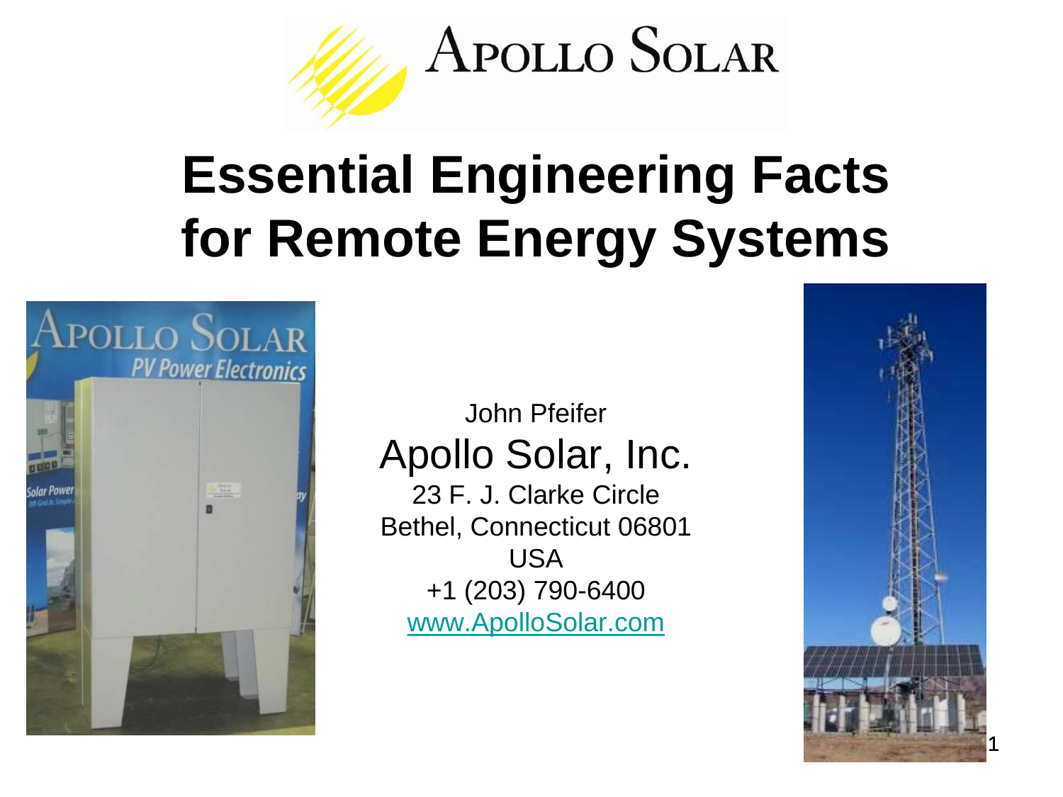APOLLO SOLAR

# Essential Engineering Facts for Remote Energy Systems

John Pfeifer

Apollo Solar, Inc.

23 F. J. Clarke Circle

Bethel, Connecticut 06801

USA

+1 (203) 790-6400

www.ApolloSolar.com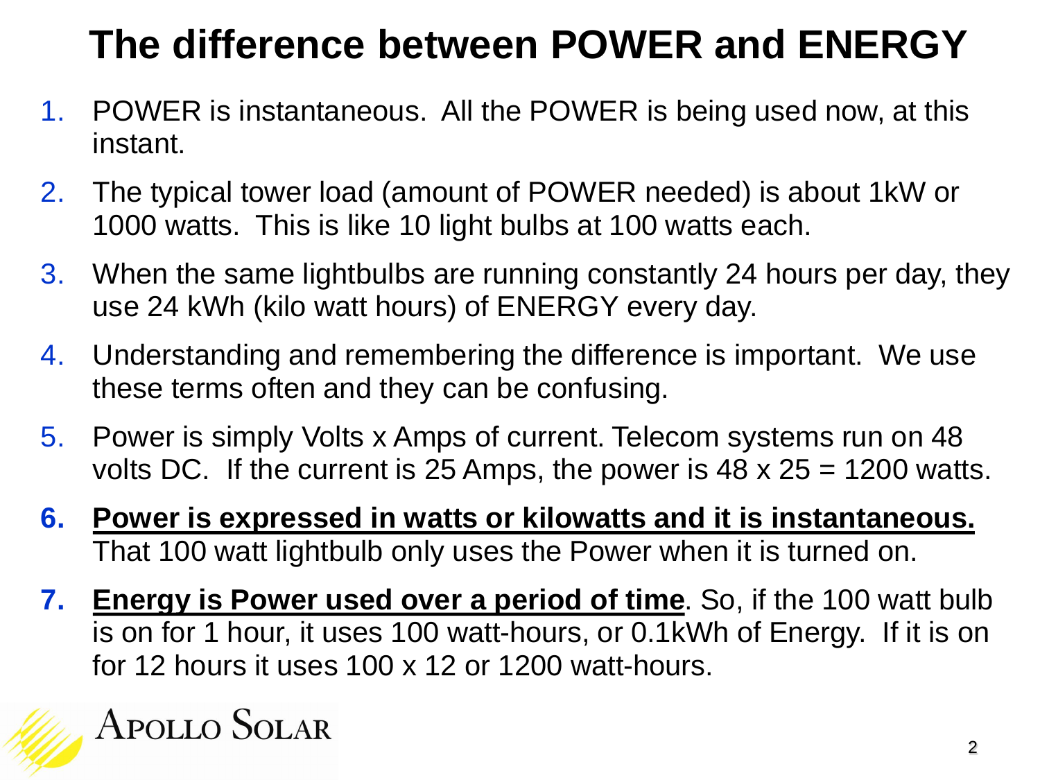# The difference between POWER and ENERGY

1. POWER is instantaneous. All the POWER is being used now, at this instant.
2. The typical tower load (amount of POWER needed) is about 1kW or 1000 watts. This is like 10 light bulbs at 100 watts each.
3. When the same lightbulbs are running constantly 24 hours per day, they use 24 kWh (kilo watt hours) of ENERGY every day.
4. Understanding and remembering the difference is important. We use these terms often and they can be confusing.
5. Power is simply Volts x Amps of current. Telecom systems run on 48 volts DC. If the current is 25 Amps, the power is 48 x 25 = 1200 watts.
6. **Power is expressed in watts or kilowatts and it is instantaneous.** That 100 watt lightbulb only uses the Power when it is turned on.
7. **Energy is Power used over a period of time**. So, if the 100 watt bulb is on for 1 hour, it uses 100 watt-hours, or 0.1kWh of Energy. If it is on for 12 hours it uses 100 x 12 or 1200 watt-hours.

APOLLO SOLAR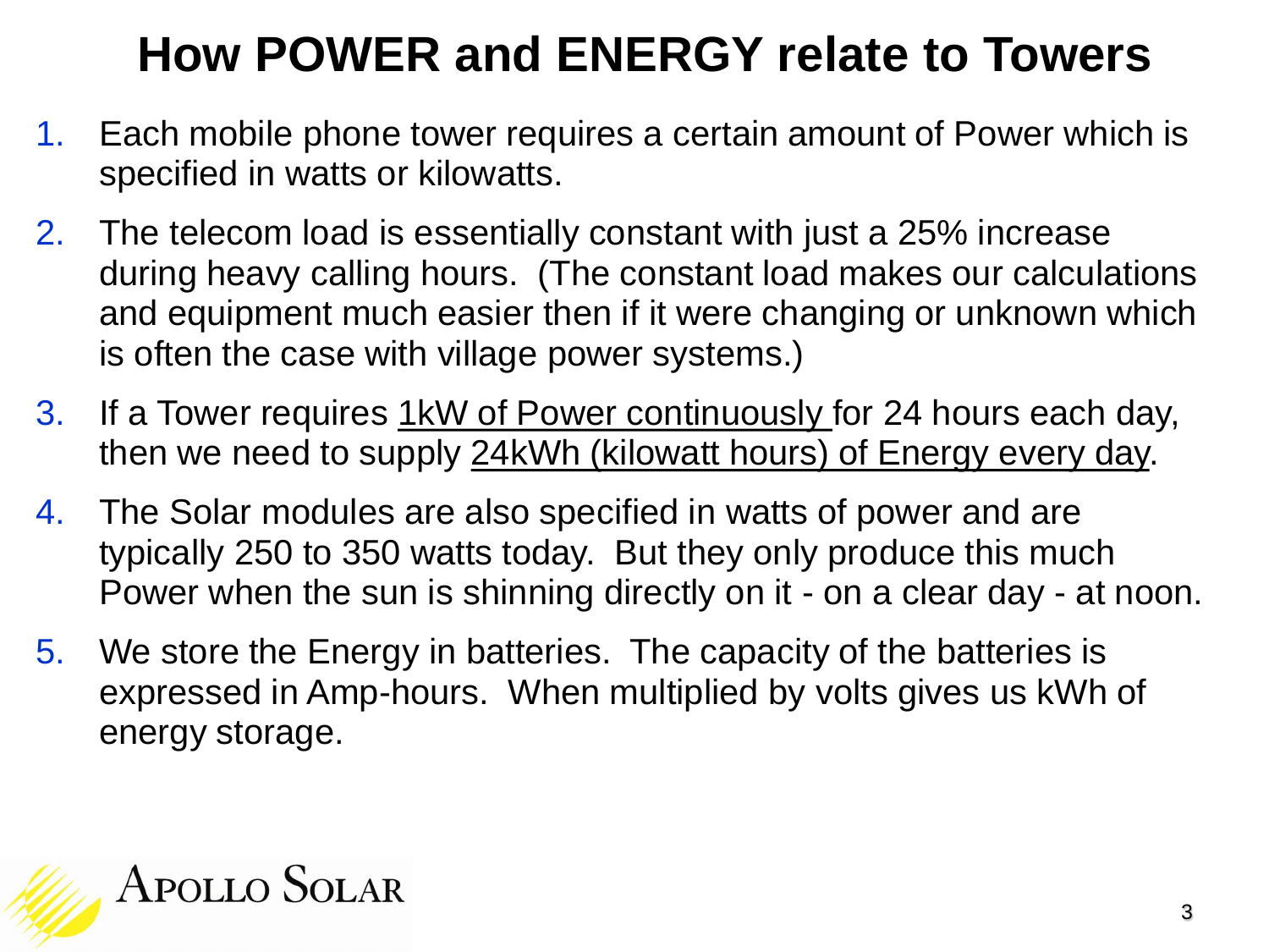# How POWER and ENERGY relate to Towers

1. Each mobile phone tower requires a certain amount of Power which is specified in watts or kilowatts.
2. The telecom load is essentially constant with just a 25% increase during heavy calling hours. (The constant load makes our calculations and equipment much easier then if it were changing or unknown which is often the case with village power systems.)
3. If a Tower requires <u>1kW of Power continuously</u> for 24 hours each day, then we need to supply <u>24kWh (kilowatt hours) of Energy every day</u>.
4. The Solar modules are also specified in watts of power and are typically 250 to 350 watts today. But they only produce this much Power when the sun is shinning directly on it - on a clear day - at noon.
5. We store the Energy in batteries. The capacity of the batteries is expressed in Amp-hours. When multiplied by volts gives us kWh of energy storage.

APOLLO SOLAR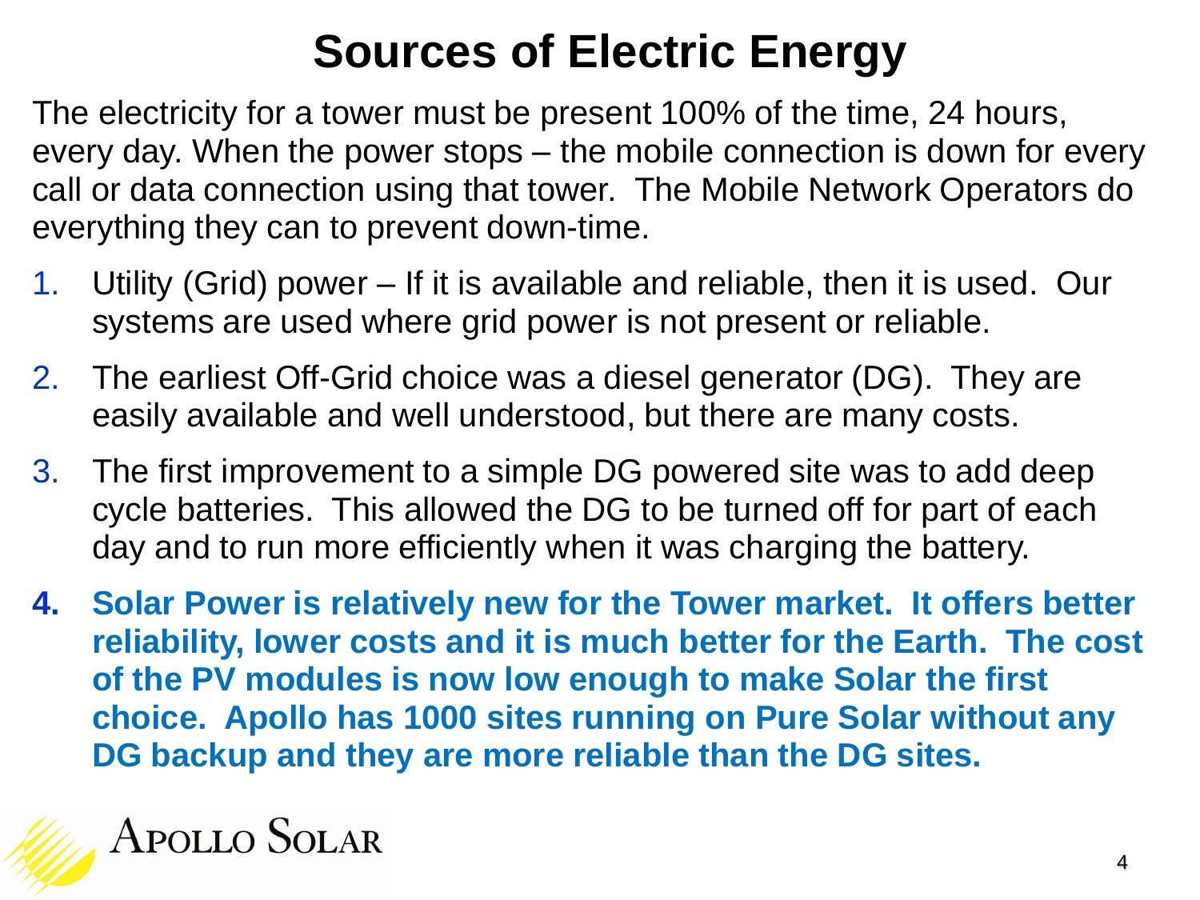# Sources of Electric Energy

The electricity for a tower must be present 100% of the time, 24 hours, every day. When the power stops – the mobile connection is down for every call or data connection using that tower. The Mobile Network Operators do everything they can to prevent down-time.

1. Utility (Grid) power – If it is available and reliable, then it is used. Our systems are used where grid power is not present or reliable.
2. The earliest Off-Grid choice was a diesel generator (DG). They are easily available and well understood, but there are many costs.
3. The first improvement to a simple DG powered site was to add deep cycle batteries. This allowed the DG to be turned off for part of each day and to run more efficiently when it was charging the battery.
4. **Solar Power is relatively new for the Tower market. It offers better reliability, lower costs and it is much better for the Earth. The cost of the PV modules is now low enough to make Solar the first choice. Apollo has 1000 sites running on Pure Solar without any DG backup and they are more reliable than the DG sites.**

Apollo Solar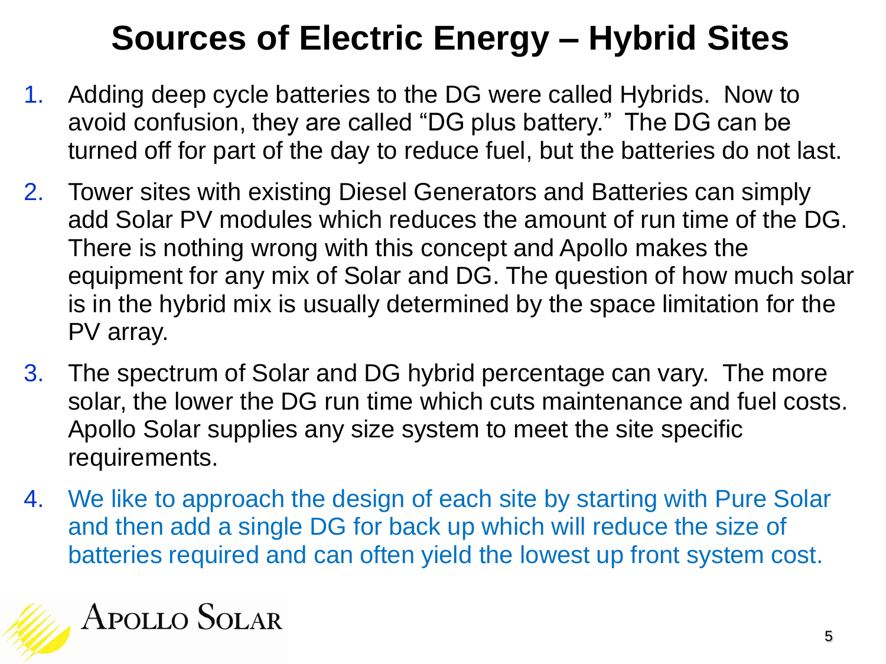# Sources of Electric Energy – Hybrid Sites

1. Adding deep cycle batteries to the DG were called Hybrids. Now to avoid confusion, they are called "DG plus battery." The DG can be turned off for part of the day to reduce fuel, but the batteries do not last.
2. Tower sites with existing Diesel Generators and Batteries can simply add Solar PV modules which reduces the amount of run time of the DG. There is nothing wrong with this concept and Apollo makes the equipment for any mix of Solar and DG. The question of how much solar is in the hybrid mix is usually determined by the space limitation for the PV array.
3. The spectrum of Solar and DG hybrid percentage can vary. The more solar, the lower the DG run time which cuts maintenance and fuel costs. Apollo Solar supplies any size system to meet the site specific requirements.
4. We like to approach the design of each site by starting with Pure Solar and then add a single DG for back up which will reduce the size of batteries required and can often yield the lowest up front system cost.

APOLLO SOLAR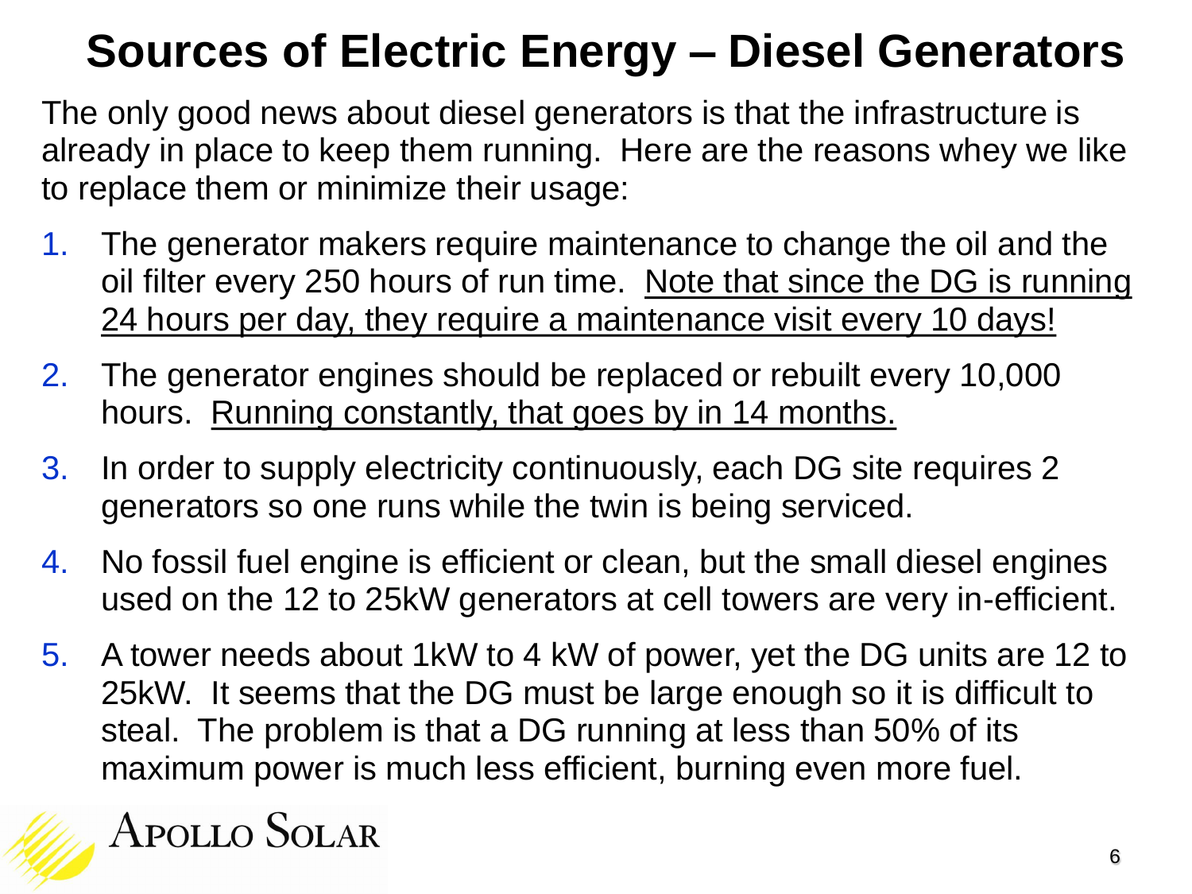# Sources of Electric Energy – Diesel Generators

The only good news about diesel generators is that the infrastructure is already in place to keep them running. Here are the reasons whey we like to replace them or minimize their usage:

1. The generator makers require maintenance to change the oil and the oil filter every 250 hours of run time. <u>Note that since the DG is running 24 hours per day, they require a maintenance visit every 10 days!</u>
2. The generator engines should be replaced or rebuilt every 10,000 hours. <u>Running constantly, that goes by in 14 months.</u>
3. In order to supply electricity continuously, each DG site requires 2 generators so one runs while the twin is being serviced.
4. No fossil fuel engine is efficient or clean, but the small diesel engines used on the 12 to 25kW generators at cell towers are very in-efficient.
5. A tower needs about 1kW to 4 kW of power, yet the DG units are 12 to 25kW. It seems that the DG must be large enough so it is difficult to steal. The problem is that a DG running at less than 50% of its maximum power is much less efficient, burning even more fuel.

Apollo Solar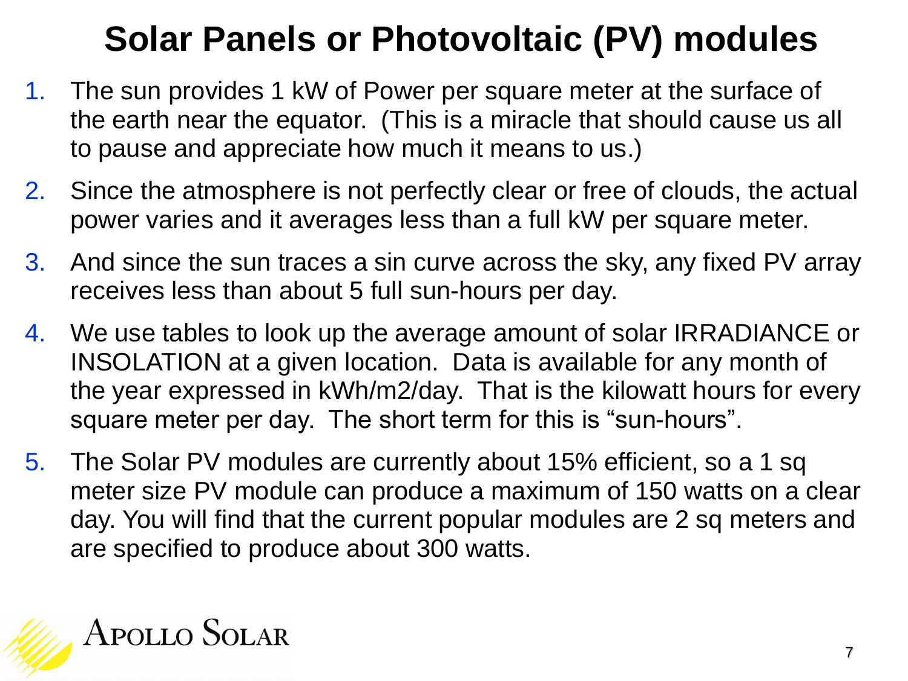# Solar Panels or Photovoltaic (PV) modules

1. The sun provides 1 kW of Power per square meter at the surface of the earth near the equator. (This is a miracle that should cause us all to pause and appreciate how much it means to us.)
2. Since the atmosphere is not perfectly clear or free of clouds, the actual power varies and it averages less than a full kW per square meter.
3. And since the sun traces a sin curve across the sky, any fixed PV array receives less than about 5 full sun-hours per day.
4. We use tables to look up the average amount of solar IRRADIANCE or INSOLATION at a given location. Data is available for any month of the year expressed in kWh/m2/day. That is the kilowatt hours for every square meter per day. The short term for this is "sun-hours".
5. The Solar PV modules are currently about 15% efficient, so a 1 sq meter size PV module can produce a maximum of 150 watts on a clear day. You will find that the current popular modules are 2 sq meters and are specified to produce about 300 watts.

Apollo Solar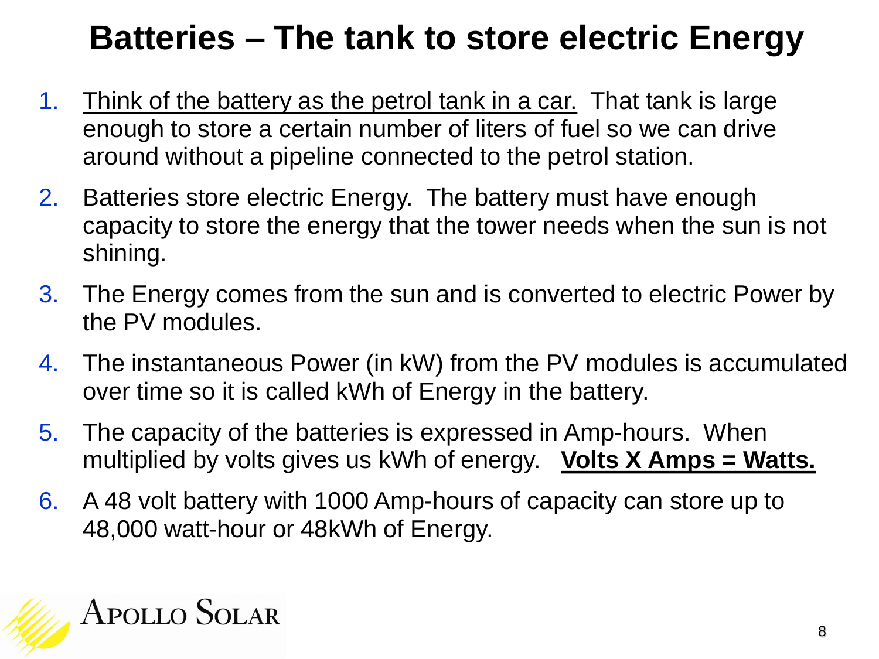# Batteries – The tank to store electric Energy

1. Think of the battery as the petrol tank in a car. That tank is large enough to store a certain number of liters of fuel so we can drive around without a pipeline connected to the petrol station.
2. Batteries store electric Energy. The battery must have enough capacity to store the energy that the tower needs when the sun is not shining.
3. The Energy comes from the sun and is converted to electric Power by the PV modules.
4. The instantaneous Power (in kW) from the PV modules is accumulated over time so it is called kWh of Energy in the battery.
5. The capacity of the batteries is expressed in Amp-hours. When multiplied by volts gives us kWh of energy. **Volts X Amps = Watts.**
6. A 48 volt battery with 1000 Amp-hours of capacity can store up to 48,000 watt-hour or 48kWh of Energy.

APOLLO SOLAR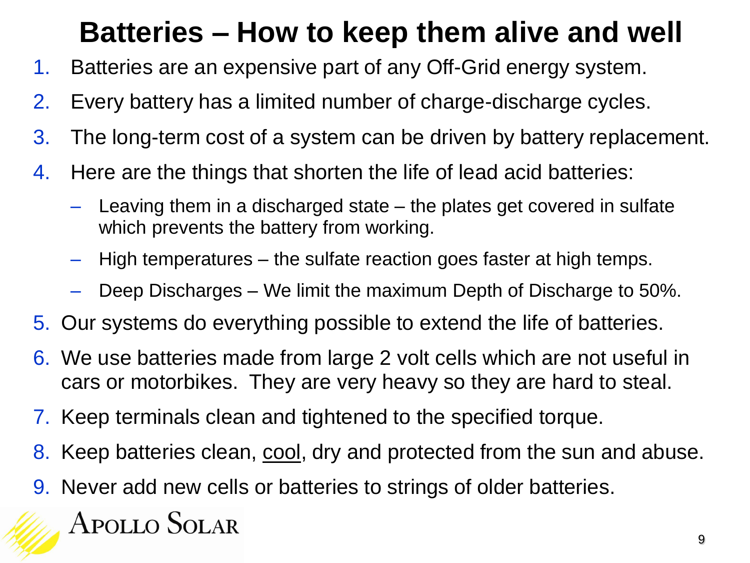# Batteries – How to keep them alive and well

1. Batteries are an expensive part of any Off-Grid energy system.
2. Every battery has a limited number of charge-discharge cycles.
3. The long-term cost of a system can be driven by battery replacement.
4. Here are the things that shorten the life of lead acid batteries:
   - Leaving them in a discharged state – the plates get covered in sulfate which prevents the battery from working.
   - High temperatures – the sulfate reaction goes faster at high temps.
   - Deep Discharges – We limit the maximum Depth of Discharge to 50%.
5. Our systems do everything possible to extend the life of batteries.
6. We use batteries made from large 2 volt cells which are not useful in cars or motorbikes. They are very heavy so they are hard to steal.
7. Keep terminals clean and tightened to the specified torque.
8. Keep batteries clean, <u>cool</u>, dry and protected from the sun and abuse.
9. Never add new cells or batteries to strings of older batteries.

Apollo Solar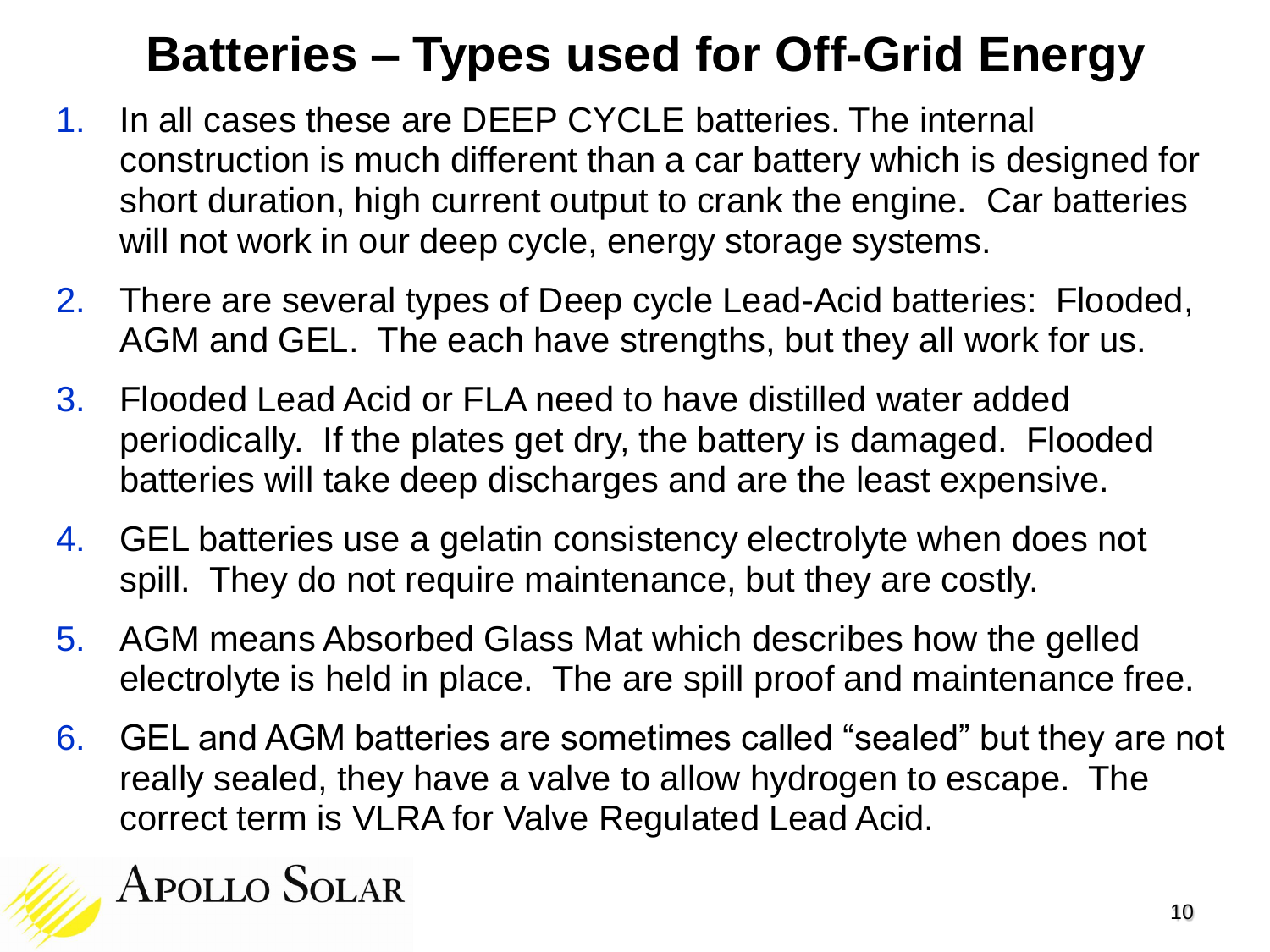# Batteries – Types used for Off-Grid Energy

1. In all cases these are DEEP CYCLE batteries. The internal construction is much different than a car battery which is designed for short duration, high current output to crank the engine. Car batteries will not work in our deep cycle, energy storage systems.
2. There are several types of Deep cycle Lead-Acid batteries: Flooded, AGM and GEL. The each have strengths, but they all work for us.
3. Flooded Lead Acid or FLA need to have distilled water added periodically. If the plates get dry, the battery is damaged. Flooded batteries will take deep discharges and are the least expensive.
4. GEL batteries use a gelatin consistency electrolyte when does not spill. They do not require maintenance, but they are costly.
5. AGM means Absorbed Glass Mat which describes how the gelled electrolyte is held in place. The are spill proof and maintenance free.
6. GEL and AGM batteries are sometimes called "sealed" but they are not really sealed, they have a valve to allow hydrogen to escape. The correct term is VLRA for Valve Regulated Lead Acid.

Apollo Solar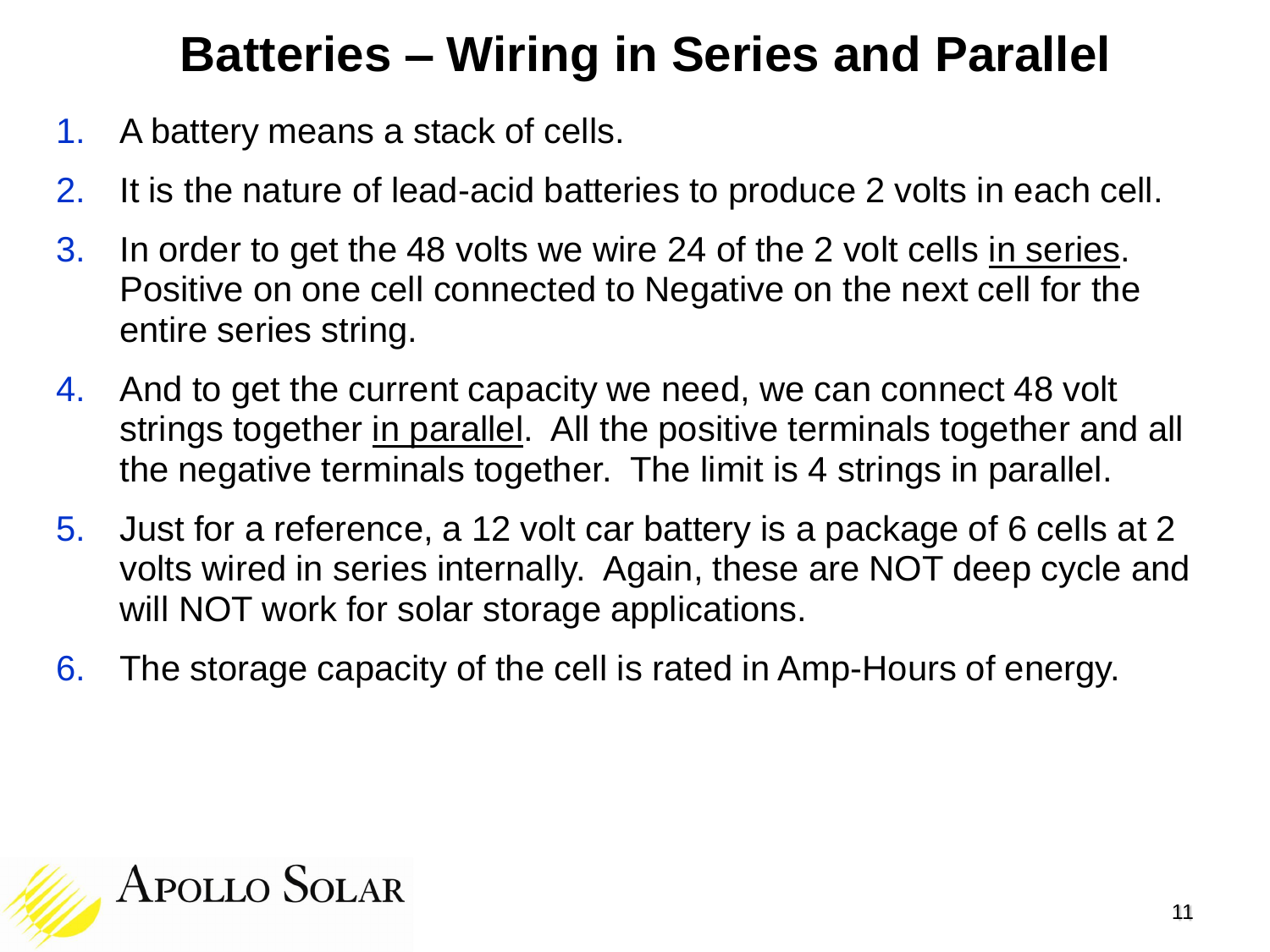# Batteries – Wiring in Series and Parallel

1. A battery means a stack of cells.
2. It is the nature of lead-acid batteries to produce 2 volts in each cell.
3. In order to get the 48 volts we wire 24 of the 2 volt cells <u>in series</u>. Positive on one cell connected to Negative on the next cell for the entire series string.
4. And to get the current capacity we need, we can connect 48 volt strings together <u>in parallel</u>. All the positive terminals together and all the negative terminals together. The limit is 4 strings in parallel.
5. Just for a reference, a 12 volt car battery is a package of 6 cells at 2 volts wired in series internally. Again, these are NOT deep cycle and will NOT work for solar storage applications.
6. The storage capacity of the cell is rated in Amp-Hours of energy.

Apollo Solar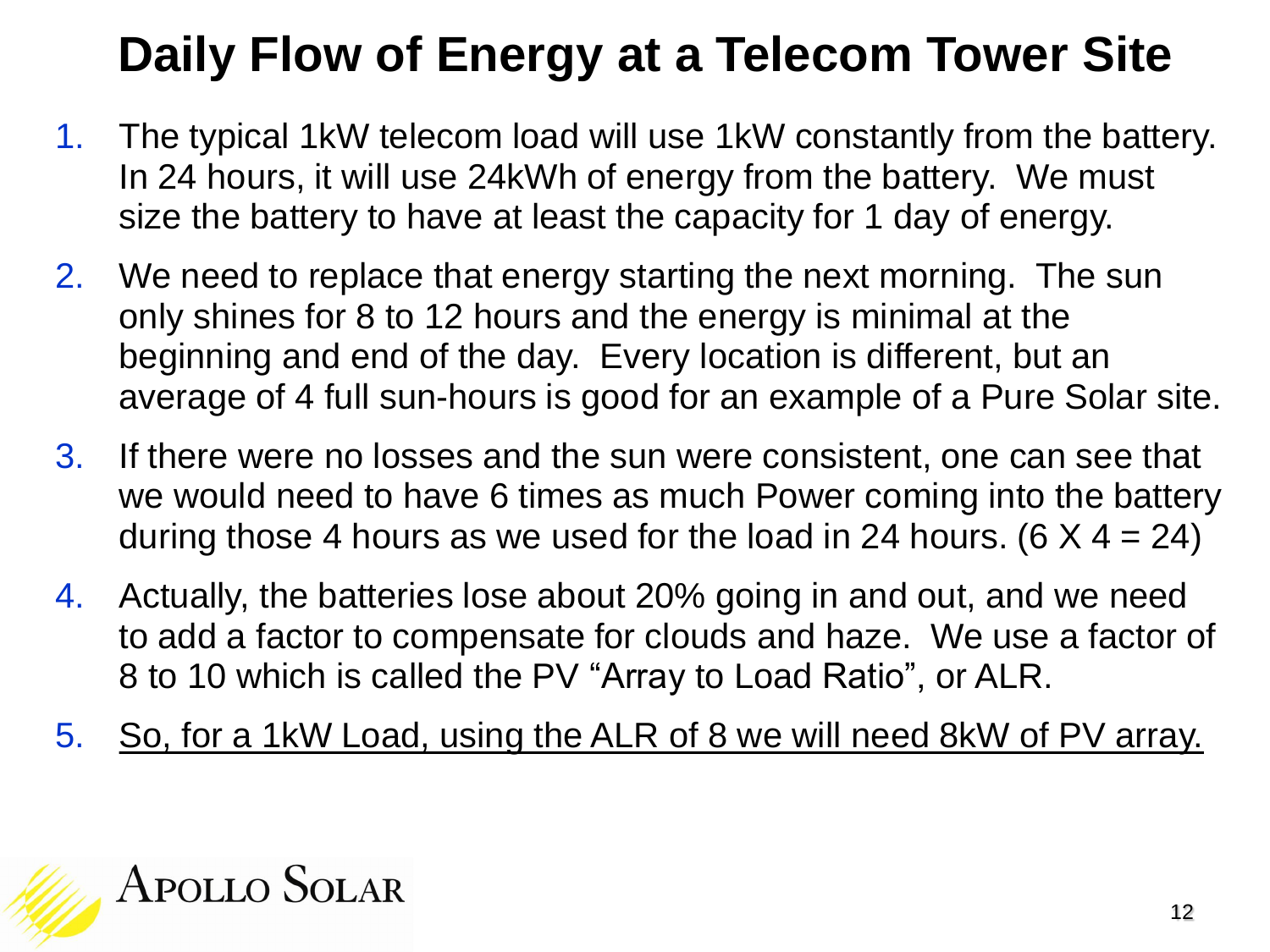# Daily Flow of Energy at a Telecom Tower Site

1. The typical 1kW telecom load will use 1kW constantly from the battery. In 24 hours, it will use 24kWh of energy from the battery. We must size the battery to have at least the capacity for 1 day of energy.
2. We need to replace that energy starting the next morning. The sun only shines for 8 to 12 hours and the energy is minimal at the beginning and end of the day. Every location is different, but an average of 4 full sun-hours is good for an example of a Pure Solar site.
3. If there were no losses and the sun were consistent, one can see that we would need to have 6 times as much Power coming into the battery during those 4 hours as we used for the load in 24 hours. (6 X 4 = 24)
4. Actually, the batteries lose about 20% going in and out, and we need to add a factor to compensate for clouds and haze. We use a factor of 8 to 10 which is called the PV "Array to Load Ratio", or ALR.
5. <u>So, for a 1kW Load, using the ALR of 8 we will need 8kW of PV array.</u>

Apollo Solar